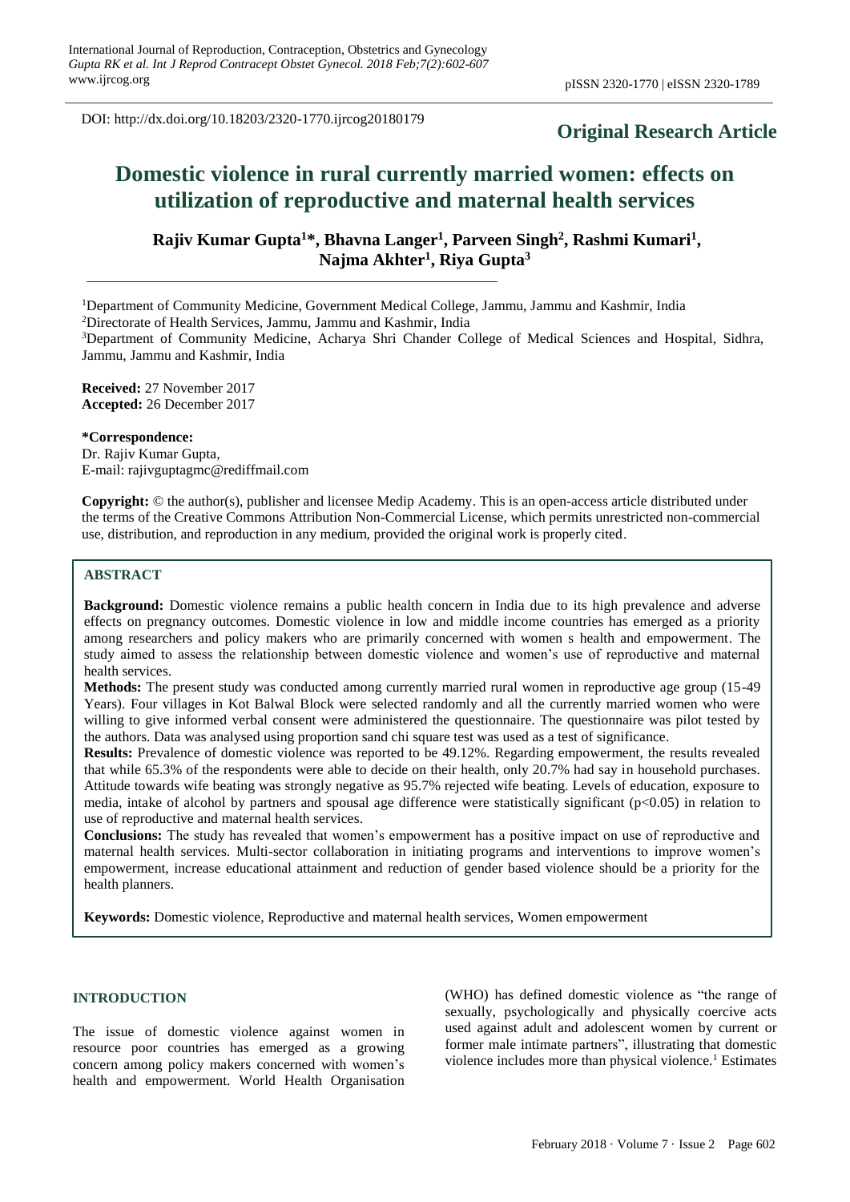DOI: http://dx.doi.org/10.18203/2320-1770.ijrcog20180179

**Original Research Article**

# Domestic violence in rural currently married women: effects on utilization of reproductive and maternal health services

**Rajiv Kumar Gupta[1]*, Bhavna Langer[1], Parveen Singh[2], Rashmi Kumari[1], Najma Akhter[1], Riya Gupta[3]**

[1]Department of Community Medicine, Government Medical College, Jammu, Jammu and Kashmir, India
[2]Directorate of Health Services, Jammu, Jammu and Kashmir, India
[3]Department of Community Medicine, Acharya Shri Chander College of Medical Sciences and Hospital, Sidhra, Jammu, Jammu and Kashmir, India

**Received:** 27 November 2017
**Accepted:** 26 December 2017

**\*Correspondence:**
Dr. Rajiv Kumar Gupta,
E-mail: rajivguptagmc@rediffmail.com

**Copyright:** © the author(s), publisher and licensee Medip Academy. This is an open-access article distributed under the terms of the Creative Commons Attribution Non-Commercial License, which permits unrestricted non-commercial use, distribution, and reproduction in any medium, provided the original work is properly cited.

## ABSTRACT

**Background:** Domestic violence remains a public health concern in India due to its high prevalence and adverse effects on pregnancy outcomes. Domestic violence in low and middle income countries has emerged as a priority among researchers and policy makers who are primarily concerned with women s health and empowerment. The study aimed to assess the relationship between domestic violence and women's use of reproductive and maternal health services.

**Methods:** The present study was conducted among currently married rural women in reproductive age group (15-49 Years). Four villages in Kot Balwal Block were selected randomly and all the currently married women who were willing to give informed verbal consent were administered the questionnaire. The questionnaire was pilot tested by the authors. Data was analysed using proportion sand chi square test was used as a test of significance.

**Results:** Prevalence of domestic violence was reported to be 49.12%. Regarding empowerment, the results revealed that while 65.3% of the respondents were able to decide on their health, only 20.7% had say in household purchases. Attitude towards wife beating was strongly negative as 95.7% rejected wife beating. Levels of education, exposure to media, intake of alcohol by partners and spousal age difference were statistically significant ($p<0.05$) in relation to use of reproductive and maternal health services.

**Conclusions:** The study has revealed that women's empowerment has a positive impact on use of reproductive and maternal health services. Multi-sector collaboration in initiating programs and interventions to improve women's empowerment, increase educational attainment and reduction of gender based violence should be a priority for the health planners.

**Keywords:** Domestic violence, Reproductive and maternal health services, Women empowerment

## INTRODUCTION

The issue of domestic violence against women in resource poor countries has emerged as a growing concern among policy makers concerned with women's health and empowerment. World Health Organisation (WHO) has defined domestic violence as "the range of sexually, psychologically and physically coercive acts used against adult and adolescent women by current or former male intimate partners", illustrating that domestic violence includes more than physical violence.[1] Estimates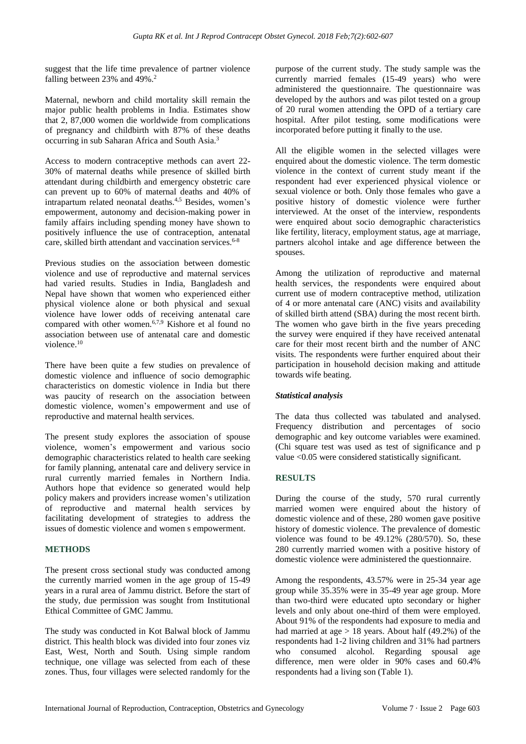suggest that the life time prevalence of partner violence falling between 23% and 49%.[2]

Maternal, newborn and child mortality skill remain the major public health problems in India. Estimates show that 2, 87,000 women die worldwide from complications of pregnancy and childbirth with 87% of these deaths occurring in sub Saharan Africa and South Asia.[3]

Access to modern contraceptive methods can avert 22-30% of maternal deaths while presence of skilled birth attendant during childbirth and emergency obstetric care can prevent up to 60% of maternal deaths and 40% of intrapartum related neonatal deaths.[4,5] Besides, women's empowerment, autonomy and decision-making power in family affairs including spending money have shown to positively influence the use of contraception, antenatal care, skilled birth attendant and vaccination services.[6-8]

Previous studies on the association between domestic violence and use of reproductive and maternal services had varied results. Studies in India, Bangladesh and Nepal have shown that women who experienced either physical violence alone or both physical and sexual violence have lower odds of receiving antenatal care compared with other women.[6,7,9] Kishore et al found no association between use of antenatal care and domestic violence.[10]

There have been quite a few studies on prevalence of domestic violence and influence of socio demographic characteristics on domestic violence in India but there was paucity of research on the association between domestic violence, women's empowerment and use of reproductive and maternal health services.

The present study explores the association of spouse violence, women's empowerment and various socio demographic characteristics related to health care seeking for family planning, antenatal care and delivery service in rural currently married females in Northern India. Authors hope that evidence so generated would help policy makers and providers increase women's utilization of reproductive and maternal health services by facilitating development of strategies to address the issues of domestic violence and women s empowerment.

## METHODS

The present cross sectional study was conducted among the currently married women in the age group of 15-49 years in a rural area of Jammu district. Before the start of the study, due permission was sought from Institutional Ethical Committee of GMC Jammu.

The study was conducted in Kot Balwal block of Jammu district. This health block was divided into four zones viz East, West, North and South. Using simple random technique, one village was selected from each of these zones. Thus, four villages were selected randomly for the purpose of the current study. The study sample was the currently married females (15-49 years) who were administered the questionnaire. The questionnaire was developed by the authors and was pilot tested on a group of 20 rural women attending the OPD of a tertiary care hospital. After pilot testing, some modifications were incorporated before putting it finally to the use.

All the eligible women in the selected villages were enquired about the domestic violence. The term domestic violence in the context of current study meant if the respondent had ever experienced physical violence or sexual violence or both. Only those females who gave a positive history of domestic violence were further interviewed. At the onset of the interview, respondents were enquired about socio demographic characteristics like fertility, literacy, employment status, age at marriage, partners alcohol intake and age difference between the spouses.

Among the utilization of reproductive and maternal health services, the respondents were enquired about current use of modern contraceptive method, utilization of 4 or more antenatal care (ANC) visits and availability of skilled birth attend (SBA) during the most recent birth. The women who gave birth in the five years preceding the survey were enquired if they have received antenatal care for their most recent birth and the number of ANC visits. The respondents were further enquired about their participation in household decision making and attitude towards wife beating.

### *Statistical analysis*

The data thus collected was tabulated and analysed. Frequency distribution and percentages of socio demographic and key outcome variables were examined. (Chi square test was used as test of significance and p value <0.05 were considered statistically significant.

## RESULTS

During the course of the study, 570 rural currently married women were enquired about the history of domestic violence and of these, 280 women gave positive history of domestic violence. The prevalence of domestic violence was found to be 49.12% (280/570). So, these 280 currently married women with a positive history of domestic violence were administered the questionnaire.

Among the respondents, 43.57% were in 25-34 year age group while 35.35% were in 35-49 year age group. More than two-third were educated upto secondary or higher levels and only about one-third of them were employed. About 91% of the respondents had exposure to media and had married at age > 18 years. About half (49.2%) of the respondents had 1-2 living children and 31% had partners who consumed alcohol. Regarding spousal age difference, men were older in 90% cases and 60.4% respondents had a living son (Table 1).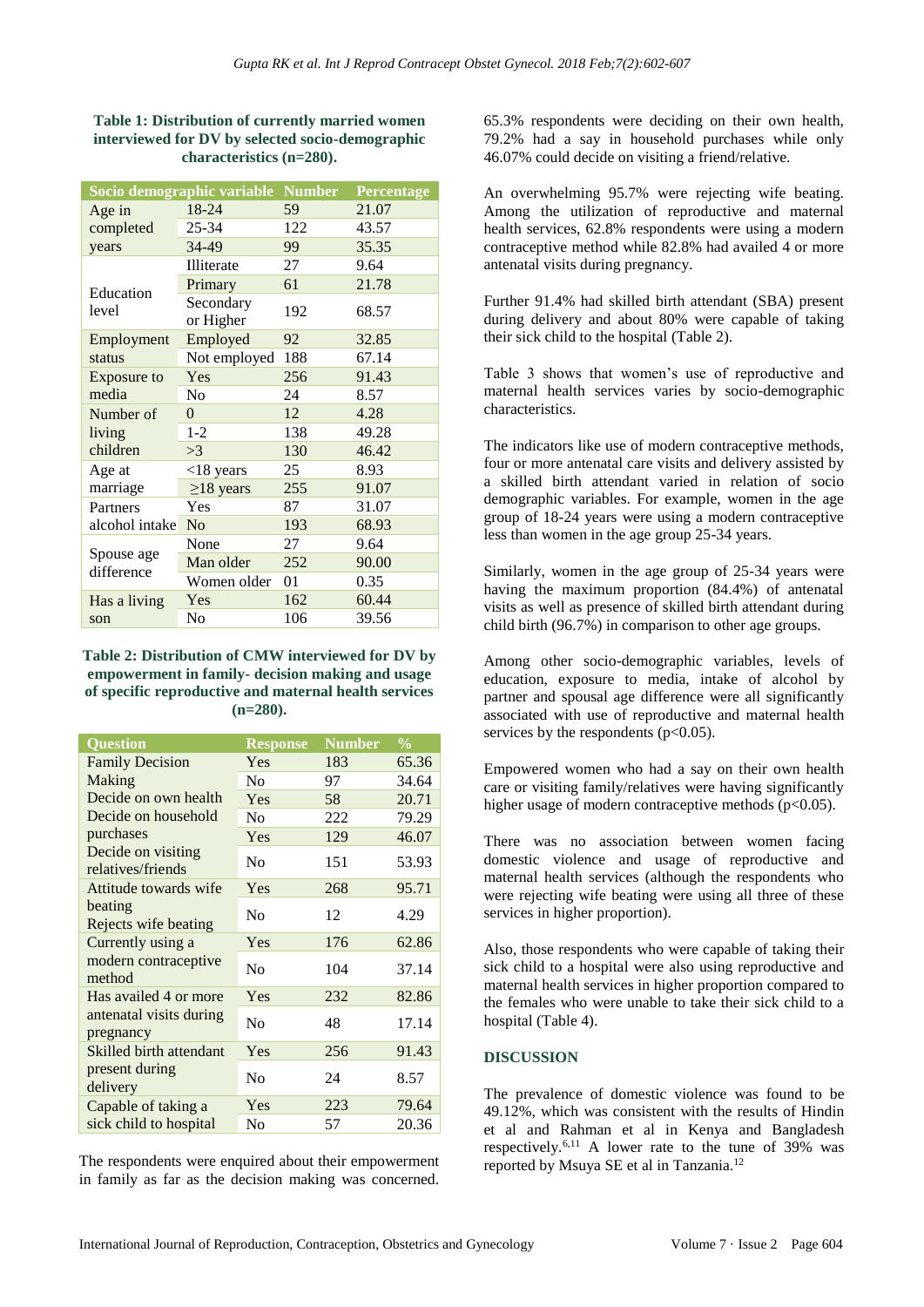**Table 1: Distribution of currently married women interviewed for DV by selected socio-demographic characteristics (n=280).**

| Socio demographic variable | | Number | Percentage |
|---|---|---|---|
| Age in completed years | 18-24 | 59 | 21.07 |
| | 25-34 | 122 | 43.57 |
| | 34-49 | 99 | 35.35 |
| Education level | Illiterate | 27 | 9.64 |
| | Primary | 61 | 21.78 |
| | Secondary or Higher | 192 | 68.57 |
| Employment status | Employed | 92 | 32.85 |
| | Not employed | 188 | 67.14 |
| Exposure to media | Yes | 256 | 91.43 |
| | No | 24 | 8.57 |
| Number of living children | 0 | 12 | 4.28 |
| | 1-2 | 138 | 49.28 |
| | >3 | 130 | 46.42 |
| Age at marriage | <18 years | 25 | 8.93 |
| | ≥18 years | 255 | 91.07 |
| Partners alcohol intake | Yes | 87 | 31.07 |
| | No | 193 | 68.93 |
| Spouse age difference | None | 27 | 9.64 |
| | Man older | 252 | 90.00 |
| | Women older | 01 | 0.35 |
| Has a living son | Yes | 162 | 60.44 |
| | No | 106 | 39.56 |

**Table 2: Distribution of CMW interviewed for DV by empowerment in family- decision making and usage of specific reproductive and maternal health services (n=280).**

| Question | Response | Number | % |
|---|---|---|---|
| Family Decision Making | Yes | 183 | 65.36 |
| | No | 97 | 34.64 |
| Decide on own health | Yes | 58 | 20.71 |
| Decide on household purchases | No | 222 | 79.29 |
| | Yes | 129 | 46.07 |
| Decide on visiting relatives/friends | No | 151 | 53.93 |
| Attitude towards wife beating | Yes | 268 | 95.71 |
| Rejects wife beating | No | 12 | 4.29 |
| Currently using a modern contraceptive method | Yes | 176 | 62.86 |
| | No | 104 | 37.14 |
| Has availed 4 or more antenatal visits during pregnancy | Yes | 232 | 82.86 |
| | No | 48 | 17.14 |
| Skilled birth attendant present during delivery | Yes | 256 | 91.43 |
| | No | 24 | 8.57 |
| Capable of taking a sick child to hospital | Yes | 223 | 79.64 |
| | No | 57 | 20.36 |

The respondents were enquired about their empowerment in family as far as the decision making was concerned. 65.3% respondents were deciding on their own health, 79.2% had a say in household purchases while only 46.07% could decide on visiting a friend/relative.

An overwhelming 95.7% were rejecting wife beating. Among the utilization of reproductive and maternal health services, 62.8% respondents were using a modern contraceptive method while 82.8% had availed 4 or more antenatal visits during pregnancy.

Further 91.4% had skilled birth attendant (SBA) present during delivery and about 80% were capable of taking their sick child to the hospital (Table 2).

Table 3 shows that women's use of reproductive and maternal health services varies by socio-demographic characteristics.

The indicators like use of modern contraceptive methods, four or more antenatal care visits and delivery assisted by a skilled birth attendant varied in relation of socio demographic variables. For example, women in the age group of 18-24 years were using a modern contraceptive less than women in the age group 25-34 years.

Similarly, women in the age group of 25-34 years were having the maximum proportion (84.4%) of antenatal visits as well as presence of skilled birth attendant during child birth (96.7%) in comparison to other age groups.

Among other socio-demographic variables, levels of education, exposure to media, intake of alcohol by partner and spousal age difference were all significantly associated with use of reproductive and maternal health services by the respondents ($p<0.05$).

Empowered women who had a say on their own health care or visiting family/relatives were having significantly higher usage of modern contraceptive methods ($p<0.05$).

There was no association between women facing domestic violence and usage of reproductive and maternal health services (although the respondents who were rejecting wife beating were using all three of these services in higher proportion).

Also, those respondents who were capable of taking their sick child to a hospital were also using reproductive and maternal health services in higher proportion compared to the females who were unable to take their sick child to a hospital (Table 4).

## DISCUSSION

The prevalence of domestic violence was found to be 49.12%, which was consistent with the results of Hindin et al and Rahman et al in Kenya and Bangladesh respectively.[6,11] A lower rate to the tune of 39% was reported by Msuya SE et al in Tanzania.[12]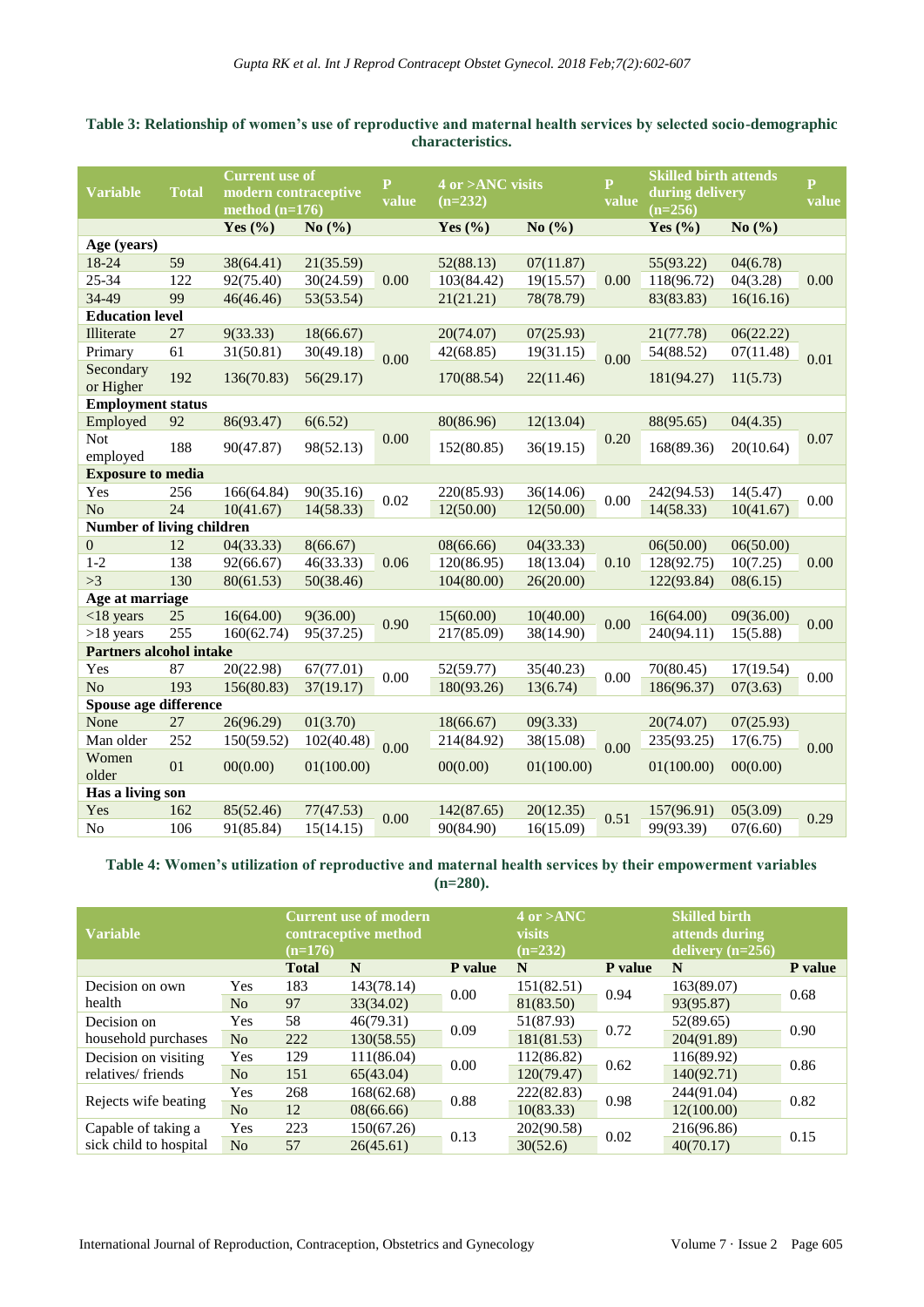**Table 3: Relationship of women's use of reproductive and maternal health services by selected socio-demographic characteristics.**

| Variable | Total | Current use of modern contraceptive method (n=176) | | P value | 4 or >ANC visits (n=232) | | P value | Skilled birth attends during delivery (n=256) | | P value |
|---|---|---|---|---|---|---|---|---|---|---|
| | | Yes (%) | No (%) | | Yes (%) | No (%) | | Yes (%) | No (%) | |
| **Age (years)** | | | | | | | | | | |
| 18-24 | 59 | 38(64.41) | 21(35.59) | 0.00 | 52(88.13) | 07(11.87) | 0.00 | 55(93.22) | 04(6.78) | 0.00 |
| 25-34 | 122 | 92(75.40) | 30(24.59) | | 103(84.42) | 19(15.57) | | 118(96.72) | 04(3.28) | |
| 34-49 | 99 | 46(46.46) | 53(53.54) | | 21(21.21) | 78(78.79) | | 83(83.83) | 16(16.16) | |
| **Education level** | | | | | | | | | | |
| Illiterate | 27 | 9(33.33) | 18(66.67) | 0.00 | 20(74.07) | 07(25.93) | 0.00 | 21(77.78) | 06(22.22) | 0.01 |
| Primary | 61 | 31(50.81) | 30(49.18) | | 42(68.85) | 19(31.15) | | 54(88.52) | 07(11.48) | |
| Secondary or Higher | 192 | 136(70.83) | 56(29.17) | | 170(88.54) | 22(11.46) | | 181(94.27) | 11(5.73) | |
| **Employment status** | | | | | | | | | | |
| Employed | 92 | 86(93.47) | 6(6.52) | 0.00 | 80(86.96) | 12(13.04) | 0.20 | 88(95.65) | 04(4.35) | 0.07 |
| Not employed | 188 | 90(47.87) | 98(52.13) | | 152(80.85) | 36(19.15) | | 168(89.36) | 20(10.64) | |
| **Exposure to media** | | | | | | | | | | |
| Yes | 256 | 166(64.84) | 90(35.16) | 0.02 | 220(85.93) | 36(14.06) | 0.00 | 242(94.53) | 14(5.47) | 0.00 |
| No | 24 | 10(41.67) | 14(58.33) | | 12(50.00) | 12(50.00) | | 14(58.33) | 10(41.67) | |
| **Number of living children** | | | | | | | | | | |
| 0 | 12 | 04(33.33) | 8(66.67) | 0.06 | 08(66.66) | 04(33.33) | 0.10 | 06(50.00) | 06(50.00) | 0.00 |
| 1-2 | 138 | 92(66.67) | 46(33.33) | | 120(86.95) | 18(13.04) | | 128(92.75) | 10(7.25) | |
| >3 | 130 | 80(61.53) | 50(38.46) | | 104(80.00) | 26(20.00) | | 122(93.84) | 08(6.15) | |
| **Age at marriage** | | | | | | | | | | |
| <18 years | 25 | 16(64.00) | 9(36.00) | 0.90 | 15(60.00) | 10(40.00) | 0.00 | 16(64.00) | 09(36.00) | 0.00 |
| >18 years | 255 | 160(62.74) | 95(37.25) | | 217(85.09) | 38(14.90) | | 240(94.11) | 15(5.88) | |
| **Partners alcohol intake** | | | | | | | | | | |
| Yes | 87 | 20(22.98) | 67(77.01) | 0.00 | 52(59.77) | 35(40.23) | 0.00 | 70(80.45) | 17(19.54) | 0.00 |
| No | 193 | 156(80.83) | 37(19.17) | | 180(93.26) | 13(6.74) | | 186(96.37) | 07(3.63) | |
| **Spouse age difference** | | | | | | | | | | |
| None | 27 | 26(96.29) | 01(3.70) | 0.00 | 18(66.67) | 09(3.33) | 0.00 | 20(74.07) | 07(25.93) | 0.00 |
| Man older | 252 | 150(59.52) | 102(40.48) | | 214(84.92) | 38(15.08) | | 235(93.25) | 17(6.75) | |
| Women older | 01 | 00(0.00) | 01(100.00) | | 00(0.00) | 01(100.00) | | 01(100.00) | 00(0.00) | |
| **Has a living son** | | | | | | | | | | |
| Yes | 162 | 85(52.46) | 77(47.53) | 0.00 | 142(87.65) | 20(12.35) | 0.51 | 157(96.91) | 05(3.09) | 0.29 |
| No | 106 | 91(85.84) | 15(14.15) | | 90(84.90) | 16(15.09) | | 99(93.39) | 07(6.60) | |

**Table 4: Women's utilization of reproductive and maternal health services by their empowerment variables (n=280).**

| Variable | | Current use of modern contraceptive method (n=176) | | | 4 or >ANC visits (n=232) | | Skilled birth attends during delivery (n=256) | |
|---|---|---|---|---|---|---|---|---|
| | | Total | N | P value | N | P value | N | P value |
| Decision on own health | Yes | 183 | 143(78.14) | 0.00 | 151(82.51) | 0.94 | 163(89.07) | 0.68 |
| | No | 97 | 33(34.02) | | 81(83.50) | | 93(95.87) | |
| Decision on household purchases | Yes | 58 | 46(79.31) | 0.09 | 51(87.93) | 0.72 | 52(89.65) | 0.90 |
| | No | 222 | 130(58.55) | | 181(81.53) | | 204(91.89) | |
| Decision on visiting relatives/ friends | Yes | 129 | 111(86.04) | 0.00 | 112(86.82) | 0.62 | 116(89.92) | 0.86 |
| | No | 151 | 65(43.04) | | 120(79.47) | | 140(92.71) | |
| Rejects wife beating | Yes | 268 | 168(62.68) | 0.88 | 222(82.83) | 0.98 | 244(91.04) | 0.82 |
| | No | 12 | 08(66.66) | | 10(83.33) | | 12(100.00) | |
| Capable of taking a sick child to hospital | Yes | 223 | 150(67.26) | 0.13 | 202(90.58) | 0.02 | 216(96.86) | 0.15 |
| | No | 57 | 26(45.61) | | 30(52.6) | | 40(70.17) | |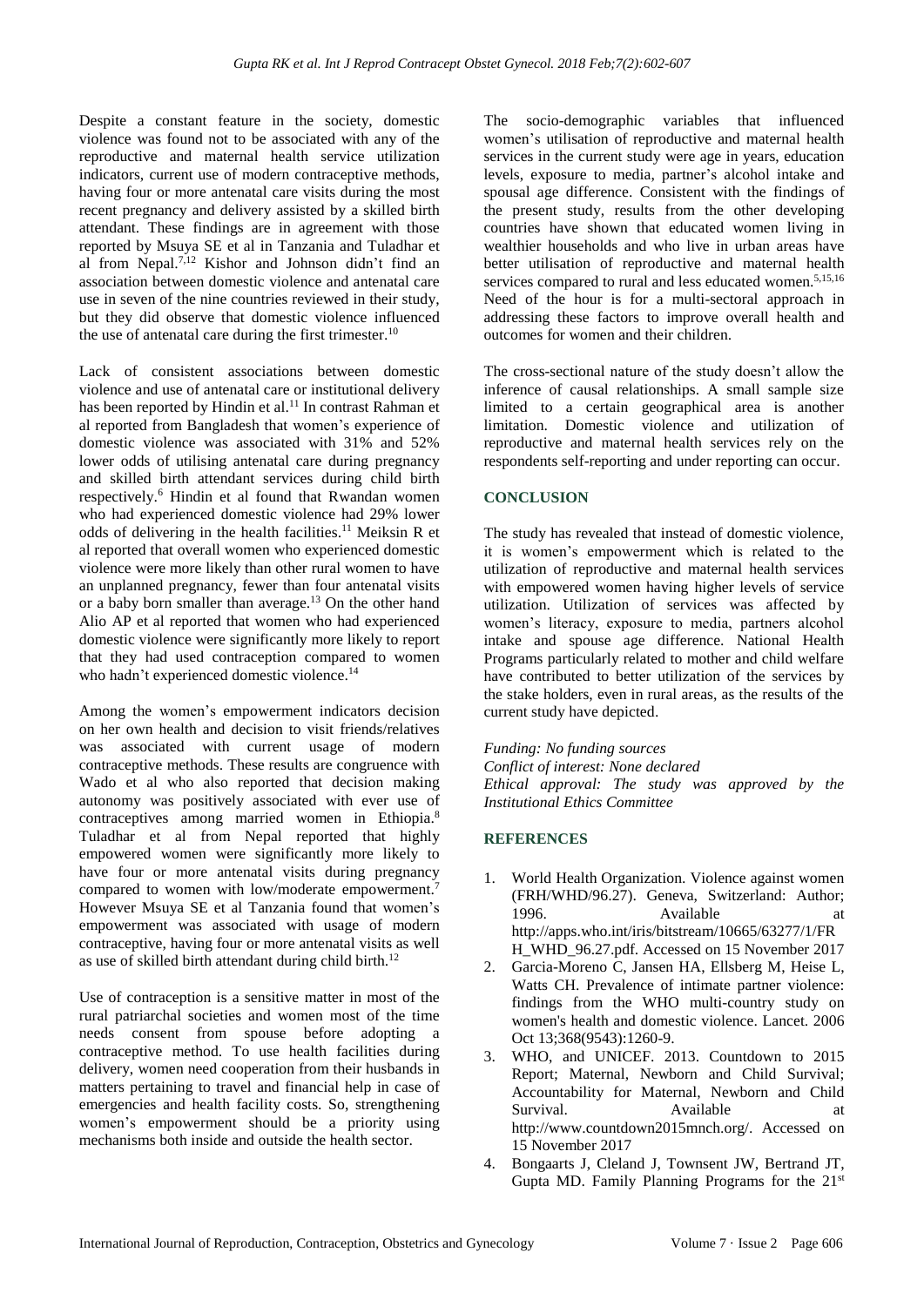Despite a constant feature in the society, domestic violence was found not to be associated with any of the reproductive and maternal health service utilization indicators, current use of modern contraceptive methods, having four or more antenatal care visits during the most recent pregnancy and delivery assisted by a skilled birth attendant. These findings are in agreement with those reported by Msuya SE et al in Tanzania and Tuladhar et al from Nepal.[7,12] Kishor and Johnson didn't find an association between domestic violence and antenatal care use in seven of the nine countries reviewed in their study, but they did observe that domestic violence influenced the use of antenatal care during the first trimester.[10]

Lack of consistent associations between domestic violence and use of antenatal care or institutional delivery has been reported by Hindin et al.[11] In contrast Rahman et al reported from Bangladesh that women's experience of domestic violence was associated with 31% and 52% lower odds of utilising antenatal care during pregnancy and skilled birth attendant services during child birth respectively.[6] Hindin et al found that Rwandan women who had experienced domestic violence had 29% lower odds of delivering in the health facilities.[11] Meiksin R et al reported that overall women who experienced domestic violence were more likely than other rural women to have an unplanned pregnancy, fewer than four antenatal visits or a baby born smaller than average.[13] On the other hand Alio AP et al reported that women who had experienced domestic violence were significantly more likely to report that they had used contraception compared to women who hadn't experienced domestic violence.[14]

Among the women's empowerment indicators decision on her own health and decision to visit friends/relatives was associated with current usage of modern contraceptive methods. These results are congruence with Wado et al who also reported that decision making autonomy was positively associated with ever use of contraceptives among married women in Ethiopia.[8] Tuladhar et al from Nepal reported that highly empowered women were significantly more likely to have four or more antenatal visits during pregnancy compared to women with low/moderate empowerment.[7] However Msuya SE et al Tanzania found that women's empowerment was associated with usage of modern contraceptive, having four or more antenatal visits as well as use of skilled birth attendant during child birth.[12]

Use of contraception is a sensitive matter in most of the rural patriarchal societies and women most of the time needs consent from spouse before adopting a contraceptive method. To use health facilities during delivery, women need cooperation from their husbands in matters pertaining to travel and financial help in case of emergencies and health facility costs. So, strengthening women's empowerment should be a priority using mechanisms both inside and outside the health sector.

The socio-demographic variables that influenced women's utilisation of reproductive and maternal health services in the current study were age in years, education levels, exposure to media, partner's alcohol intake and spousal age difference. Consistent with the findings of the present study, results from the other developing countries have shown that educated women living in wealthier households and who live in urban areas have better utilisation of reproductive and maternal health services compared to rural and less educated women.[5,15,16] Need of the hour is for a multi-sectoral approach in addressing these factors to improve overall health and outcomes for women and their children.

The cross-sectional nature of the study doesn't allow the inference of causal relationships. A small sample size limited to a certain geographical area is another limitation. Domestic violence and utilization of reproductive and maternal health services rely on the respondents self-reporting and under reporting can occur.

## CONCLUSION

The study has revealed that instead of domestic violence, it is women's empowerment which is related to the utilization of reproductive and maternal health services with empowered women having higher levels of service utilization. Utilization of services was affected by women's literacy, exposure to media, partners alcohol intake and spouse age difference. National Health Programs particularly related to mother and child welfare have contributed to better utilization of the services by the stake holders, even in rural areas, as the results of the current study have depicted.

*Funding: No funding sources*
*Conflict of interest: None declared*
*Ethical approval: The study was approved by the Institutional Ethics Committee*

## REFERENCES

1. World Health Organization. Violence against women (FRH/WHD/96.27). Geneva, Switzerland: Author; 1996. Available at http://apps.who.int/iris/bitstream/10665/63277/1/FRH_WHD_96.27.pdf. Accessed on 15 November 2017
2. Garcia-Moreno C, Jansen HA, Ellsberg M, Heise L, Watts CH. Prevalence of intimate partner violence: findings from the WHO multi-country study on women's health and domestic violence. Lancet. 2006 Oct 13;368(9543):1260-9.
3. WHO, and UNICEF. 2013. Countdown to 2015 Report; Maternal, Newborn and Child Survival; Accountability for Maternal, Newborn and Child Survival. Available at http://www.countdown2015mnch.org/. Accessed on 15 November 2017
4. Bongaarts J, Cleland J, Townsent JW, Bertrand JT, Gupta MD. Family Planning Programs for the 21st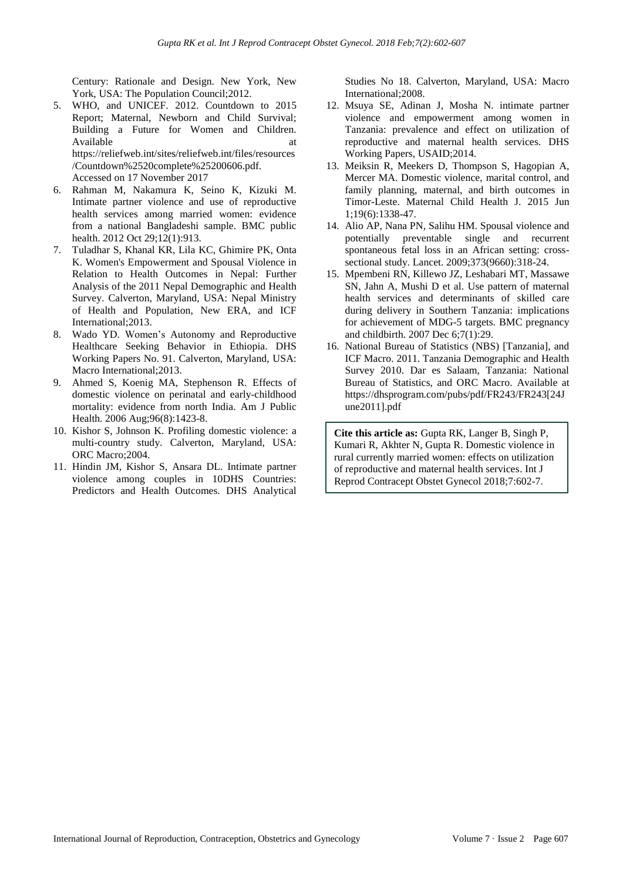Century: Rationale and Design. New York, New York, USA: The Population Council;2012.

5. WHO, and UNICEF. 2012. Countdown to 2015 Report; Maternal, Newborn and Child Survival; Building a Future for Women and Children. Available at https://reliefweb.int/sites/reliefweb.int/files/resources/Countdown%2520complete%25200606.pdf. Accessed on 17 November 2017
6. Rahman M, Nakamura K, Seino K, Kizuki M. Intimate partner violence and use of reproductive health services among married women: evidence from a national Bangladeshi sample. BMC public health. 2012 Oct 29;12(1):913.
7. Tuladhar S, Khanal KR, Lila KC, Ghimire PK, Onta K. Women's Empowerment and Spousal Violence in Relation to Health Outcomes in Nepal: Further Analysis of the 2011 Nepal Demographic and Health Survey. Calverton, Maryland, USA: Nepal Ministry of Health and Population, New ERA, and ICF International;2013.
8. Wado YD. Women's Autonomy and Reproductive Healthcare Seeking Behavior in Ethiopia. DHS Working Papers No. 91. Calverton, Maryland, USA: Macro International;2013.
9. Ahmed S, Koenig MA, Stephenson R. Effects of domestic violence on perinatal and early-childhood mortality: evidence from north India. Am J Public Health. 2006 Aug;96(8):1423-8.
10. Kishor S, Johnson K. Profiling domestic violence: a multi-country study. Calverton, Maryland, USA: ORC Macro;2004.
11. Hindin JM, Kishor S, Ansara DL. Intimate partner violence among couples in 10DHS Countries: Predictors and Health Outcomes. DHS Analytical Studies No 18. Calverton, Maryland, USA: Macro International;2008.
12. Msuya SE, Adinan J, Mosha N. intimate partner violence and empowerment among women in Tanzania: prevalence and effect on utilization of reproductive and maternal health services. DHS Working Papers, USAID;2014.
13. Meiksin R, Meekers D, Thompson S, Hagopian A, Mercer MA. Domestic violence, marital control, and family planning, maternal, and birth outcomes in Timor-Leste. Maternal Child Health J. 2015 Jun 1;19(6):1338-47.
14. Alio AP, Nana PN, Salihu HM. Spousal violence and potentially preventable single and recurrent spontaneous fetal loss in an African setting: cross-sectional study. Lancet. 2009;373(9660):318-24.
15. Mpembeni RN, Killewo JZ, Leshabari MT, Massawe SN, Jahn A, Mushi D et al. Use pattern of maternal health services and determinants of skilled care during delivery in Southern Tanzania: implications for achievement of MDG-5 targets. BMC pregnancy and childbirth. 2007 Dec 6;7(1):29.
16. National Bureau of Statistics (NBS) [Tanzania], and ICF Macro. 2011. Tanzania Demographic and Health Survey 2010. Dar es Salaam, Tanzania: National Bureau of Statistics, and ORC Macro. Available at https://dhsprogram.com/pubs/pdf/FR243/FR243[24June2011].pdf

**Cite this article as:** Gupta RK, Langer B, Singh P, Kumari R, Akhter N, Gupta R. Domestic violence in rural currently married women: effects on utilization of reproductive and maternal health services. Int J Reprod Contracept Obstet Gynecol 2018;7:602-7.